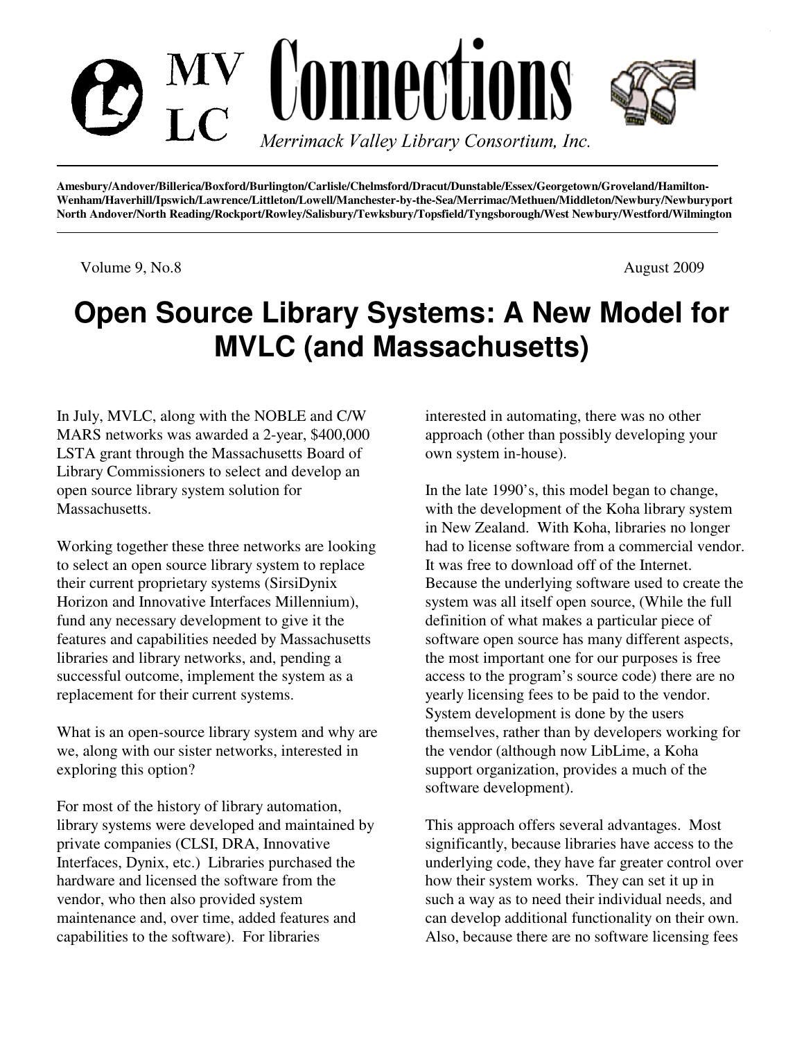# MV LC Connections

*Merrimack Valley Library Consortium, Inc.*

**Amesbury/Andover/Billerica/Boxford/Burlington/Carlisle/Chelmsford/Dracut/Dunstable/Essex/Georgetown/Groveland/Hamilton-Wenham/Haverhill/Ipswich/Lawrence/Littleton/Lowell/Manchester-by-the-Sea/Merrimac/Methuen/Middleton/Newbury/Newburyport North Andover/North Reading/Rockport/Rowley/Salisbury/Tewksbury/Topsfield/Tyngsborough/West Newbury/Westford/Wilmington**

Volume 9, No.8 August 2009

## Open Source Library Systems: A New Model for MVLC (and Massachusetts)

In July, MVLC, along with the NOBLE and C/W MARS networks was awarded a 2-year, $400,000 LSTA grant through the Massachusetts Board of Library Commissioners to select and develop an open source library system solution for Massachusetts.

Working together these three networks are looking to select an open source library system to replace their current proprietary systems (SirsiDynix Horizon and Innovative Interfaces Millennium), fund any necessary development to give it the features and capabilities needed by Massachusetts libraries and library networks, and, pending a successful outcome, implement the system as a replacement for their current systems.

What is an open-source library system and why are we, along with our sister networks, interested in exploring this option?

For most of the history of library automation, library systems were developed and maintained by private companies (CLSI, DRA, Innovative Interfaces, Dynix, etc.) Libraries purchased the hardware and licensed the software from the vendor, who then also provided system maintenance and, over time, added features and capabilities to the software). For libraries interested in automating, there was no other approach (other than possibly developing your own system in-house).

In the late 1990's, this model began to change, with the development of the Koha library system in New Zealand. With Koha, libraries no longer had to license software from a commercial vendor. It was free to download off of the Internet. Because the underlying software used to create the system was all itself open source, (While the full definition of what makes a particular piece of software open source has many different aspects, the most important one for our purposes is free access to the program's source code) there are no yearly licensing fees to be paid to the vendor. System development is done by the users themselves, rather than by developers working for the vendor (although now LibLime, a Koha support organization, provides a much of the software development).

This approach offers several advantages. Most significantly, because libraries have access to the underlying code, they have far greater control over how their system works. They can set it up in such a way as to need their individual needs, and can develop additional functionality on their own. Also, because there are no software licensing fees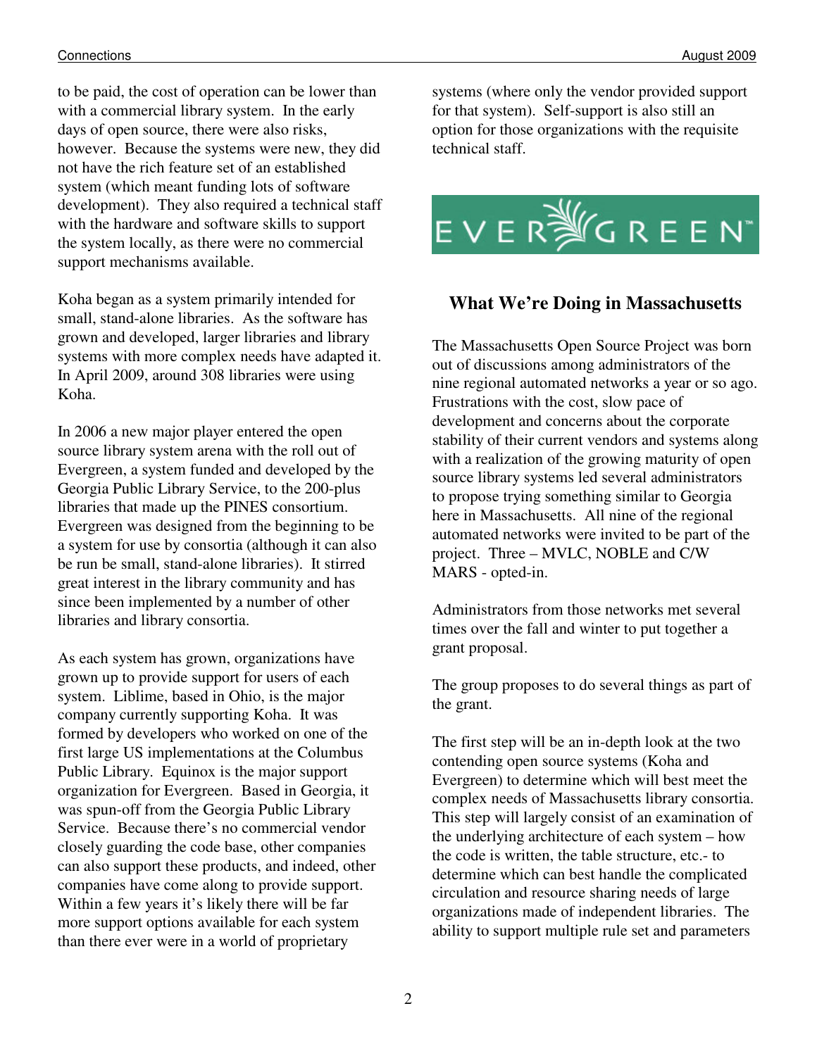to be paid, the cost of operation can be lower than with a commercial library system. In the early days of open source, there were also risks, however. Because the systems were new, they did not have the rich feature set of an established system (which meant funding lots of software development). They also required a technical staff with the hardware and software skills to support the system locally, as there were no commercial support mechanisms available.

Koha began as a system primarily intended for small, stand-alone libraries. As the software has grown and developed, larger libraries and library systems with more complex needs have adapted it. In April 2009, around 308 libraries were using Koha.

In 2006 a new major player entered the open source library system arena with the roll out of Evergreen, a system funded and developed by the Georgia Public Library Service, to the 200-plus libraries that made up the PINES consortium. Evergreen was designed from the beginning to be a system for use by consortia (although it can also be run be small, stand-alone libraries). It stirred great interest in the library community and has since been implemented by a number of other libraries and library consortia.

As each system has grown, organizations have grown up to provide support for users of each system. Liblime, based in Ohio, is the major company currently supporting Koha. It was formed by developers who worked on one of the first large US implementations at the Columbus Public Library. Equinox is the major support organization for Evergreen. Based in Georgia, it was spun-off from the Georgia Public Library Service. Because there's no commercial vendor closely guarding the code base, other companies can also support these products, and indeed, other companies have come along to provide support. Within a few years it's likely there will be far more support options available for each system than there ever were in a world of proprietary systems (where only the vendor provided support for that system). Self-support is also still an option for those organizations with the requisite technical staff.

EVERGREEN™

## What We're Doing in Massachusetts

The Massachusetts Open Source Project was born out of discussions among administrators of the nine regional automated networks a year or so ago. Frustrations with the cost, slow pace of development and concerns about the corporate stability of their current vendors and systems along with a realization of the growing maturity of open source library systems led several administrators to propose trying something similar to Georgia here in Massachusetts. All nine of the regional automated networks were invited to be part of the project. Three – MVLC, NOBLE and C/W MARS - opted-in.

Administrators from those networks met several times over the fall and winter to put together a grant proposal.

The group proposes to do several things as part of the grant.

The first step will be an in-depth look at the two contending open source systems (Koha and Evergreen) to determine which will best meet the complex needs of Massachusetts library consortia. This step will largely consist of an examination of the underlying architecture of each system – how the code is written, the table structure, etc.- to determine which can best handle the complicated circulation and resource sharing needs of large organizations made of independent libraries. The ability to support multiple rule set and parameters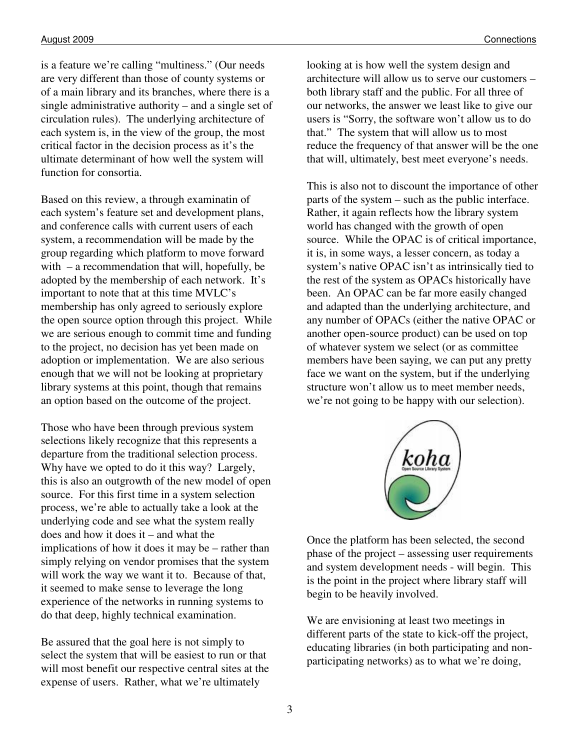is a feature we're calling "multiness." (Our needs are very different than those of county systems or of a main library and its branches, where there is a single administrative authority – and a single set of circulation rules). The underlying architecture of each system is, in the view of the group, the most critical factor in the decision process as it's the ultimate determinant of how well the system will function for consortia.

Based on this review, a through examinatin of each system's feature set and development plans, and conference calls with current users of each system, a recommendation will be made by the group regarding which platform to move forward with – a recommendation that will, hopefully, be adopted by the membership of each network. It's important to note that at this time MVLC's membership has only agreed to seriously explore the open source option through this project. While we are serious enough to commit time and funding to the project, no decision has yet been made on adoption or implementation. We are also serious enough that we will not be looking at proprietary library systems at this point, though that remains an option based on the outcome of the project.

Those who have been through previous system selections likely recognize that this represents a departure from the traditional selection process. Why have we opted to do it this way? Largely, this is also an outgrowth of the new model of open source. For this first time in a system selection process, we're able to actually take a look at the underlying code and see what the system really does and how it does it – and what the implications of how it does it may be – rather than simply relying on vendor promises that the system will work the way we want it to. Because of that, it seemed to make sense to leverage the long experience of the networks in running systems to do that deep, highly technical examination.

Be assured that the goal here is not simply to select the system that will be easiest to run or that will most benefit our respective central sites at the expense of users. Rather, what we're ultimately looking at is how well the system design and architecture will allow us to serve our customers – both library staff and the public. For all three of our networks, the answer we least like to give our users is "Sorry, the software won't allow us to do that." The system that will allow us to most reduce the frequency of that answer will be the one that will, ultimately, best meet everyone's needs.

This is also not to discount the importance of other parts of the system – such as the public interface. Rather, it again reflects how the library system world has changed with the growth of open source. While the OPAC is of critical importance, it is, in some ways, a lesser concern, as today a system's native OPAC isn't as intrinsically tied to the rest of the system as OPACs historically have been. An OPAC can be far more easily changed and adapted than the underlying architecture, and any number of OPACs (either the native OPAC or another open-source product) can be used on top of whatever system we select (or as committee members have been saying, we can put any pretty face we want on the system, but if the underlying structure won't allow us to meet member needs, we're not going to be happy with our selection).

Once the platform has been selected, the second phase of the project – assessing user requirements and system development needs - will begin. This is the point in the project where library staff will begin to be heavily involved.

We are envisioning at least two meetings in different parts of the state to kick-off the project, educating libraries (in both participating and non-participating networks) as to what we're doing,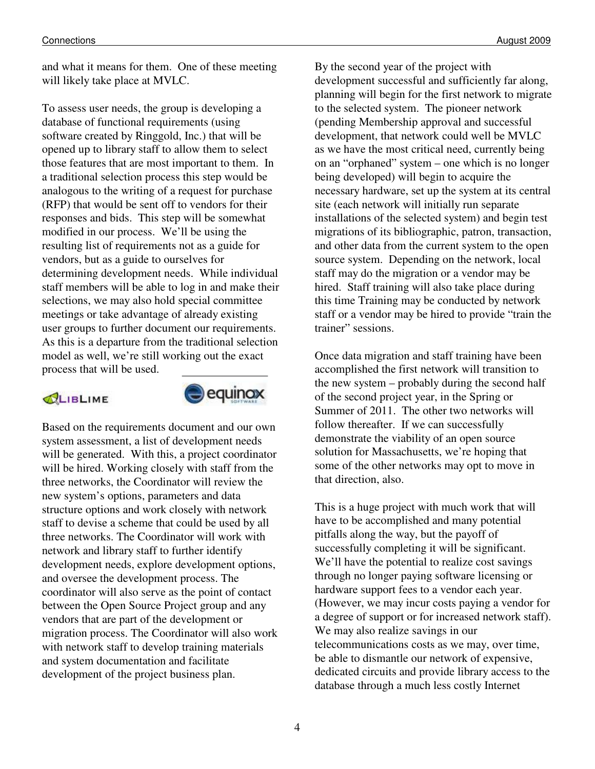and what it means for them. One of these meeting will likely take place at MVLC.

To assess user needs, the group is developing a database of functional requirements (using software created by Ringgold, Inc.) that will be opened up to library staff to allow them to select those features that are most important to them. In a traditional selection process this step would be analogous to the writing of a request for purchase (RFP) that would be sent off to vendors for their responses and bids. This step will be somewhat modified in our process. We'll be using the resulting list of requirements not as a guide for vendors, but as a guide to ourselves for determining development needs. While individual staff members will be able to log in and make their selections, we may also hold special committee meetings or take advantage of already existing user groups to further document our requirements. As this is a departure from the traditional selection model as well, we're still working out the exact process that will be used.

Based on the requirements document and our own system assessment, a list of development needs will be generated. With this, a project coordinator will be hired. Working closely with staff from the three networks, the Coordinator will review the new system's options, parameters and data structure options and work closely with network staff to devise a scheme that could be used by all three networks. The Coordinator will work with network and library staff to further identify development needs, explore development options, and oversee the development process. The coordinator will also serve as the point of contact between the Open Source Project group and any vendors that are part of the development or migration process. The Coordinator will also work with network staff to develop training materials and system documentation and facilitate development of the project business plan.

By the second year of the project with development successful and sufficiently far along, planning will begin for the first network to migrate to the selected system. The pioneer network (pending Membership approval and successful development, that network could well be MVLC as we have the most critical need, currently being on an "orphaned" system – one which is no longer being developed) will begin to acquire the necessary hardware, set up the system at its central site (each network will initially run separate installations of the selected system) and begin test migrations of its bibliographic, patron, transaction, and other data from the current system to the open source system. Depending on the network, local staff may do the migration or a vendor may be hired. Staff training will also take place during this time Training may be conducted by network staff or a vendor may be hired to provide "train the trainer" sessions.

Once data migration and staff training have been accomplished the first network will transition to the new system – probably during the second half of the second project year, in the Spring or Summer of 2011. The other two networks will follow thereafter. If we can successfully demonstrate the viability of an open source solution for Massachusetts, we're hoping that some of the other networks may opt to move in that direction, also.

This is a huge project with much work that will have to be accomplished and many potential pitfalls along the way, but the payoff of successfully completing it will be significant. We'll have the potential to realize cost savings through no longer paying software licensing or hardware support fees to a vendor each year. (However, we may incur costs paying a vendor for a degree of support or for increased network staff). We may also realize savings in our telecommunications costs as we may, over time, be able to dismantle our network of expensive, dedicated circuits and provide library access to the database through a much less costly Internet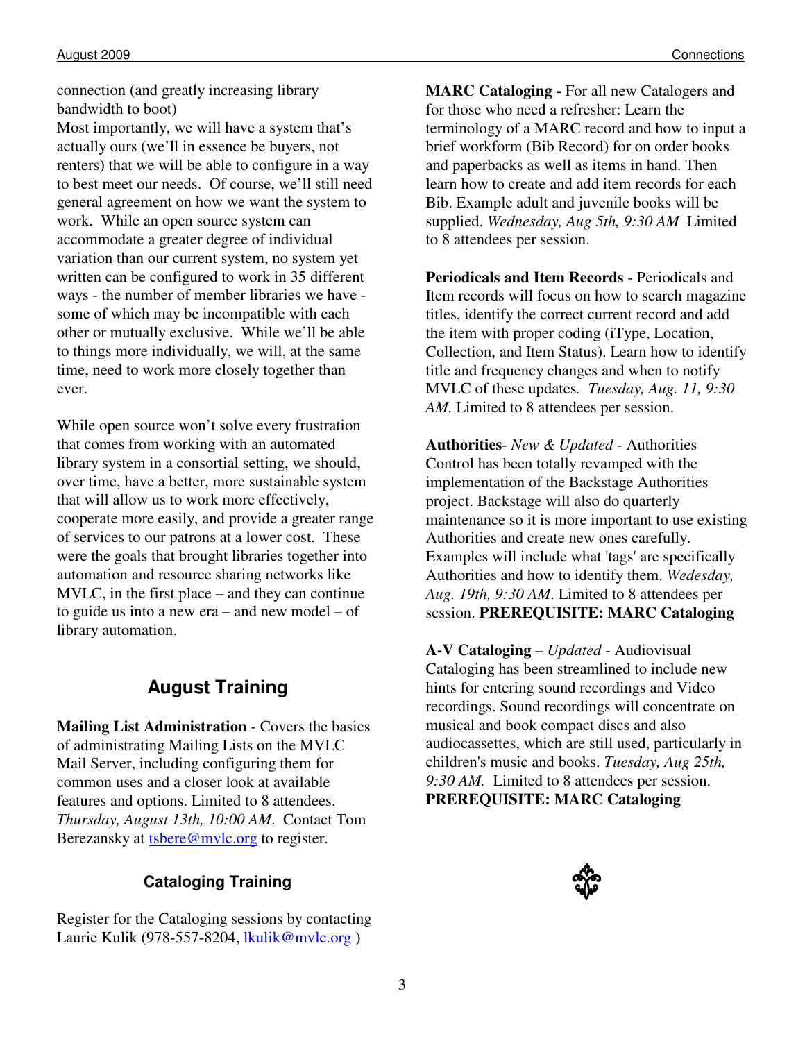connection (and greatly increasing library bandwidth to boot)

Most importantly, we will have a system that's actually ours (we'll in essence be buyers, not renters) that we will be able to configure in a way to best meet our needs. Of course, we'll still need general agreement on how we want the system to work. While an open source system can accommodate a greater degree of individual variation than our current system, no system yet written can be configured to work in 35 different ways - the number of member libraries we have - some of which may be incompatible with each other or mutually exclusive. While we'll be able to things more individually, we will, at the same time, need to work more closely together than ever.

While open source won't solve every frustration that comes from working with an automated library system in a consortial setting, we should, over time, have a better, more sustainable system that will allow us to work more effectively, cooperate more easily, and provide a greater range of services to our patrons at a lower cost. These were the goals that brought libraries together into automation and resource sharing networks like MVLC, in the first place – and they can continue to guide us into a new era – and new model – of library automation.

## August Training

**Mailing List Administration** - Covers the basics of administrating Mailing Lists on the MVLC Mail Server, including configuring them for common uses and a closer look at available features and options. Limited to 8 attendees. *Thursday, August 13th, 10:00 AM*. Contact Tom Berezansky at tsbere@mvlc.org to register.

### Cataloging Training

Register for the Cataloging sessions by contacting Laurie Kulik (978-557-8204, lkulik@mvlc.org )

**MARC Cataloging -** For all new Catalogers and for those who need a refresher: Learn the terminology of a MARC record and how to input a brief workform (Bib Record) for on order books and paperbacks as well as items in hand. Then learn how to create and add item records for each Bib. Example adult and juvenile books will be supplied. *Wednesday, Aug 5th, 9:30 AM* Limited to 8 attendees per session.

**Periodicals and Item Records** - Periodicals and Item records will focus on how to search magazine titles, identify the correct current record and add the item with proper coding (iType, Location, Collection, and Item Status). Learn how to identify title and frequency changes and when to notify MVLC of these updates. *Tuesday, Aug. 11, 9:30 AM*. Limited to 8 attendees per session.

**Authorities**- *New & Updated* - Authorities Control has been totally revamped with the implementation of the Backstage Authorities project. Backstage will also do quarterly maintenance so it is more important to use existing Authorities and create new ones carefully. Examples will include what 'tags' are specifically Authorities and how to identify them. *Wedesday, Aug. 19th, 9:30 AM*. Limited to 8 attendees per session. **PREREQUISITE: MARC Cataloging**

**A-V Cataloging** – *Updated* - Audiovisual Cataloging has been streamlined to include new hints for entering sound recordings and Video recordings. Sound recordings will concentrate on musical and book compact discs and also audiocassettes, which are still used, particularly in children's music and books. *Tuesday, Aug 25th, 9:30 AM.* Limited to 8 attendees per session. **PREREQUISITE: MARC Cataloging**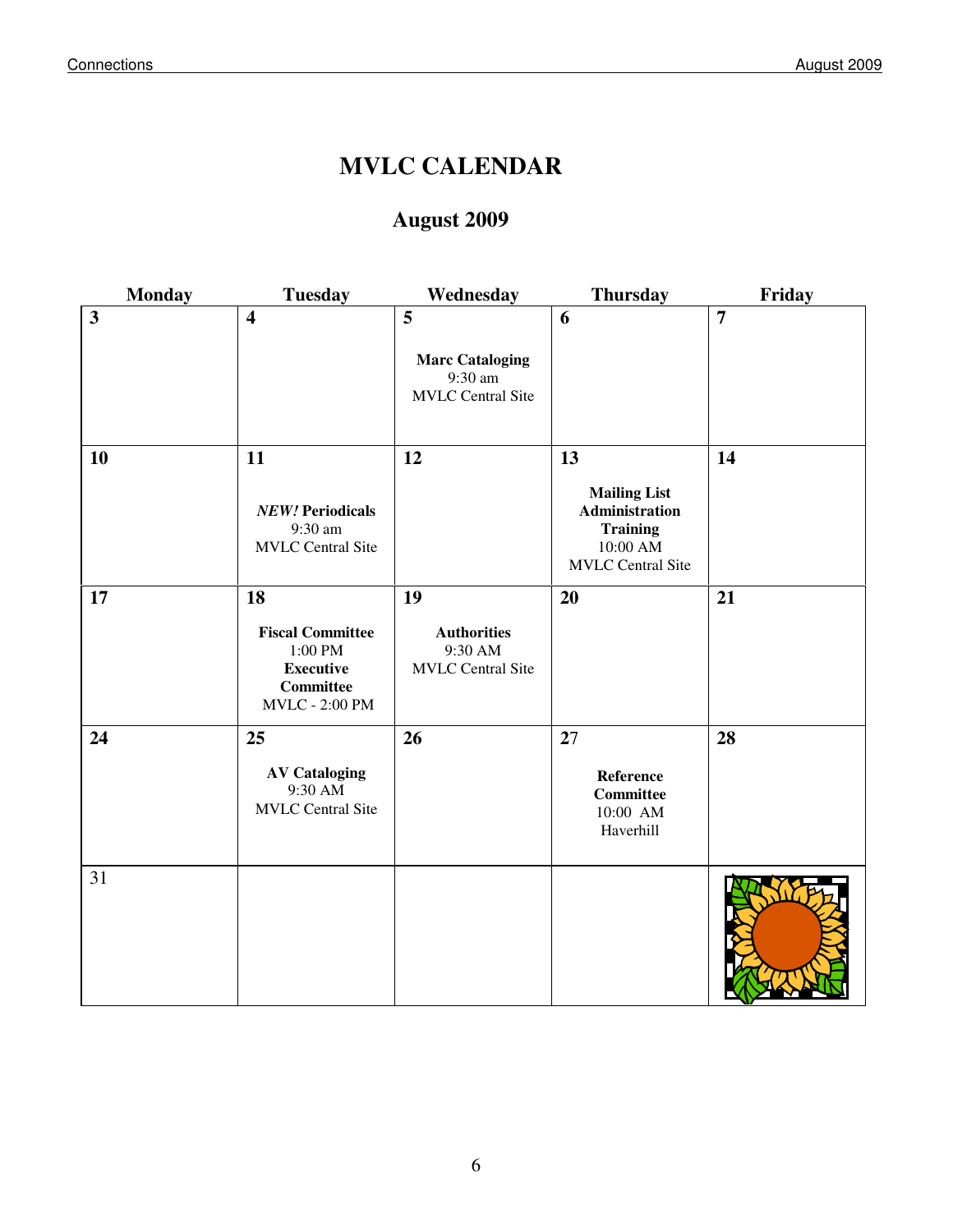# MVLC CALENDAR

## August 2009

| Monday | Tuesday | Wednesday | Thursday | Friday |
|---|---|---|---|---|
| **3** | **4** | **5** **Marc Cataloging** 9:30 am MVLC Central Site | **6** | **7** |
| **10** | **11** ***NEW!*** **Periodicals** 9:30 am MVLC Central Site | **12** | **13** **Mailing List Administration Training** 10:00 AM MVLC Central Site | **14** |
| **17** | **18** **Fiscal Committee** 1:00 PM **Executive Committee** MVLC - 2:00 PM | **19** **Authorities** 9:30 AM MVLC Central Site | **20** | **21** |
| **24** | **25** **AV Cataloging** 9:30 AM MVLC Central Site | **26** | **27** **Reference Committee** 10:00 AM Haverhill | **28** |
| 31 | | | | |